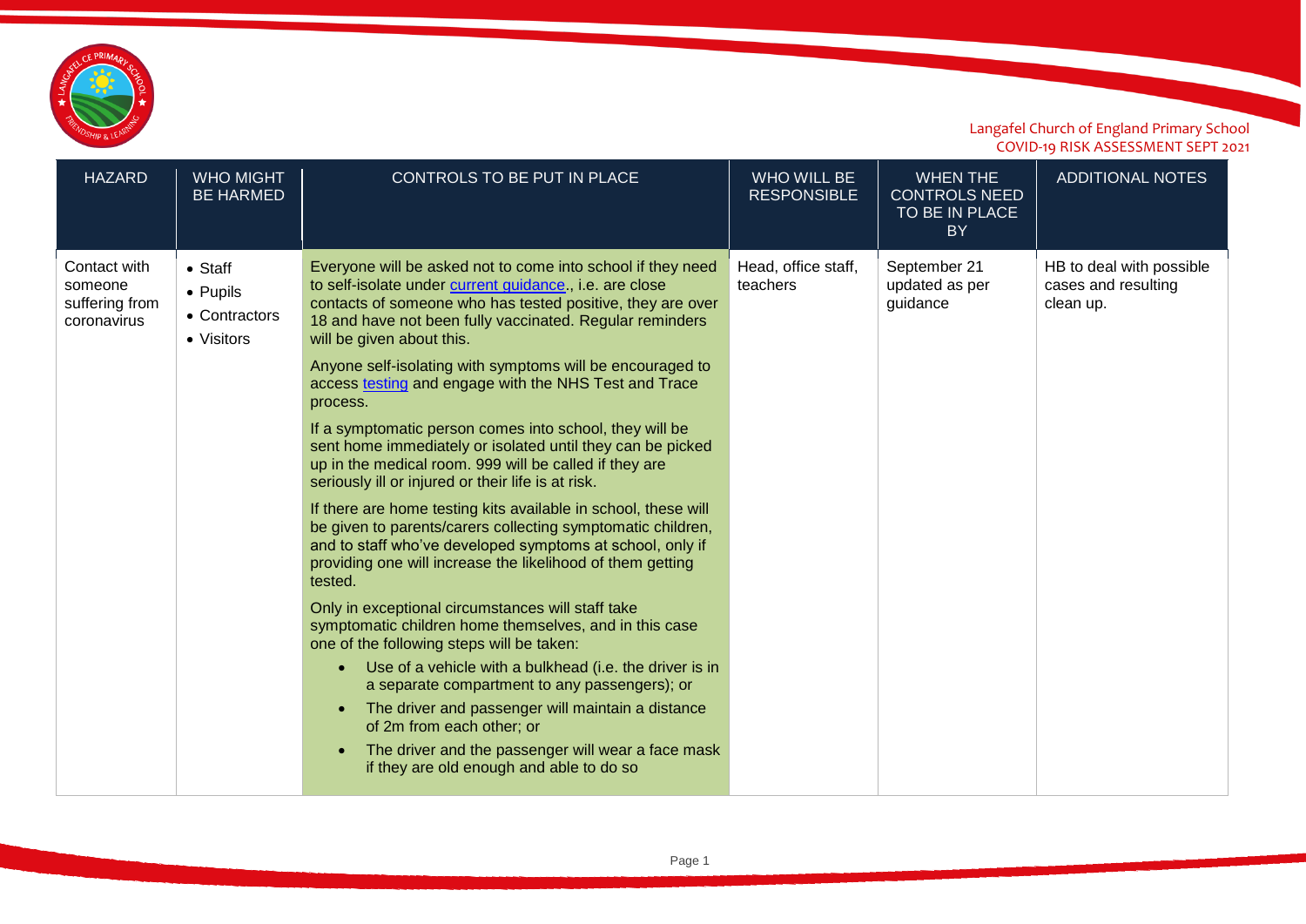Langafel Church of England Primary School
COVID-19 RISK ASSESSMENT SEPT 2021

| HAZARD | WHO MIGHT BE HARMED | CONTROLS TO BE PUT IN PLACE | WHO WILL BE RESPONSIBLE | WHEN THE CONTROLS NEED TO BE IN PLACE BY | ADDITIONAL NOTES |
|---|---|---|---|---|---|
| Contact with someone suffering from coronavirus | • Staff<br>• Pupils<br>• Contractors<br>• Visitors | Everyone will be asked not to come into school if they need to self-isolate under current guidance., i.e. are close contacts of someone who has tested positive, they are over 18 and have not been fully vaccinated. Regular reminders will be given about this.<br><br>Anyone self-isolating with symptoms will be encouraged to access testing and engage with the NHS Test and Trace process.<br><br>If a symptomatic person comes into school, they will be sent home immediately or isolated until they can be picked up in the medical room. 999 will be called if they are seriously ill or injured or their life is at risk.<br><br>If there are home testing kits available in school, these will be given to parents/carers collecting symptomatic children, and to staff who've developed symptoms at school, only if providing one will increase the likelihood of them getting tested.<br><br>Only in exceptional circumstances will staff take symptomatic children home themselves, and in this case one of the following steps will be taken:<br>• Use of a vehicle with a bulkhead (i.e. the driver is in a separate compartment to any passengers); or<br>• The driver and passenger will maintain a distance of 2m from each other; or<br>• The driver and the passenger will wear a face mask if they are old enough and able to do so | Head, office staff, teachers | September 21 updated as per guidance | HB to deal with possible cases and resulting clean up. |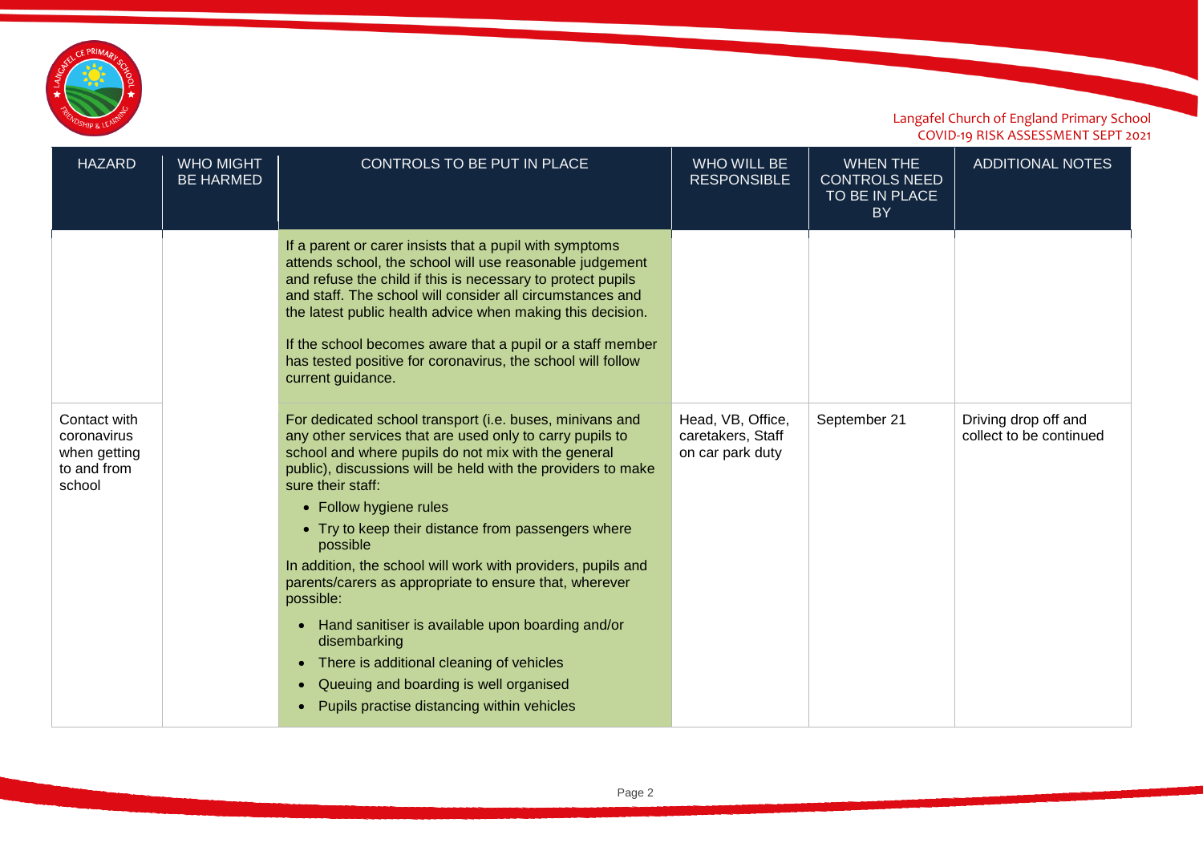| HAZARD | WHO MIGHT BE HARMED | CONTROLS TO BE PUT IN PLACE | WHO WILL BE RESPONSIBLE | WHEN THE CONTROLS NEED TO BE IN PLACE BY | ADDITIONAL NOTES |
|---|---|---|---|---|---|
| | | If a parent or carer insists that a pupil with symptoms attends school, the school will use reasonable judgement and refuse the child if this is necessary to protect pupils and staff. The school will consider all circumstances and the latest public health advice when making this decision.<br><br>If the school becomes aware that a pupil or a staff member has tested positive for coronavirus, the school will follow current guidance. | | | |
| Contact with coronavirus when getting to and from school | | For dedicated school transport (i.e. buses, minivans and any other services that are used only to carry pupils to school and where pupils do not mix with the general public), discussions will be held with the providers to make sure their staff:<br>• Follow hygiene rules<br>• Try to keep their distance from passengers where possible<br>In addition, the school will work with providers, pupils and parents/carers as appropriate to ensure that, wherever possible:<br>• Hand sanitiser is available upon boarding and/or disembarking<br>• There is additional cleaning of vehicles<br>• Queuing and boarding is well organised<br>• Pupils practise distancing within vehicles | Head, VB, Office, caretakers, Staff on car park duty | September 21 | Driving drop off and collect to be continued |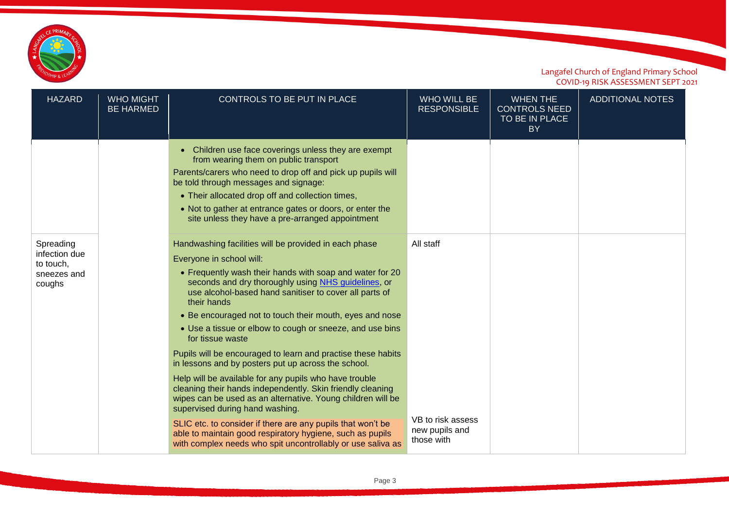| HAZARD | WHO MIGHT BE HARMED | CONTROLS TO BE PUT IN PLACE | WHO WILL BE RESPONSIBLE | WHEN THE CONTROLS NEED TO BE IN PLACE BY | ADDITIONAL NOTES |
|---|---|---|---|---|---|
| | | • Children use face coverings unless they are exempt from wearing them on public transport<br>Parents/carers who need to drop off and pick up pupils will be told through messages and signage:<br>• Their allocated drop off and collection times,<br>• Not to gather at entrance gates or doors, or enter the site unless they have a pre-arranged appointment | | | |
| Spreading infection due to touch, sneezes and coughs | | Handwashing facilities will be provided in each phase<br>Everyone in school will:<br>• Frequently wash their hands with soap and water for 20 seconds and dry thoroughly using NHS guidelines, or use alcohol-based hand sanitiser to cover all parts of their hands<br>• Be encouraged not to touch their mouth, eyes and nose<br>• Use a tissue or elbow to cough or sneeze, and use bins for tissue waste<br>Pupils will be encouraged to learn and practise these habits in lessons and by posters put up across the school.<br>Help will be available for any pupils who have trouble cleaning their hands independently. Skin friendly cleaning wipes can be used as an alternative. Young children will be supervised during hand washing.<br>SLIC etc. to consider if there are any pupils that won't be able to maintain good respiratory hygiene, such as pupils with complex needs who spit uncontrollably or use saliva as | All staff<br><br>VB to risk assess new pupils and those with | | |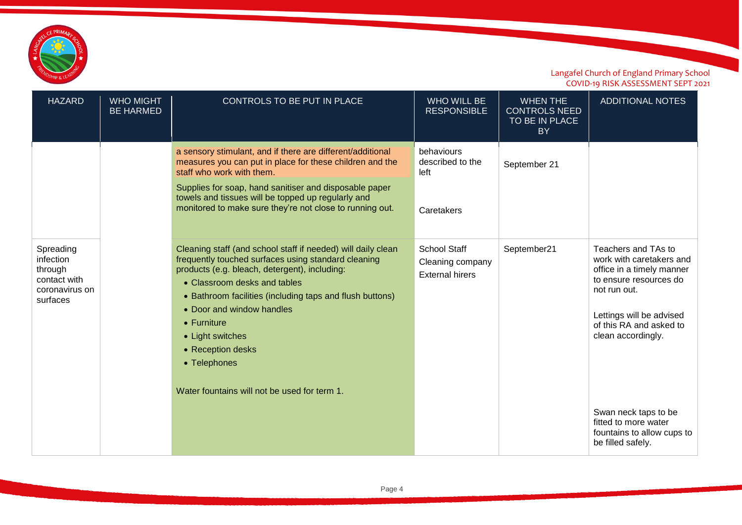| HAZARD | WHO MIGHT BE HARMED | CONTROLS TO BE PUT IN PLACE | WHO WILL BE RESPONSIBLE | WHEN THE CONTROLS NEED TO BE IN PLACE BY | ADDITIONAL NOTES |
|---|---|---|---|---|---|
| | | a sensory stimulant, and if there are different/additional measures you can put in place for these children and the staff who work with them.<br><br>Supplies for soap, hand sanitiser and disposable paper towels and tissues will be topped up regularly and monitored to make sure they're not close to running out. | behaviours described to the left<br><br>Caretakers | September 21 | |
| Spreading infection through contact with coronavirus on surfaces | | Cleaning staff (and school staff if needed) will daily clean frequently touched surfaces using standard cleaning products (e.g. bleach, detergent), including:<br>• Classroom desks and tables<br>• Bathroom facilities (including taps and flush buttons)<br>• Door and window handles<br>• Furniture<br>• Light switches<br>• Reception desks<br>• Telephones<br><br>Water fountains will not be used for term 1. | School Staff<br>Cleaning company<br>External hirers | September21 | Teachers and TAs to work with caretakers and office in a timely manner to ensure resources do not run out.<br><br>Lettings will be advised of this RA and asked to clean accordingly.<br><br>Swan neck taps to be fitted to more water fountains to allow cups to be filled safely. |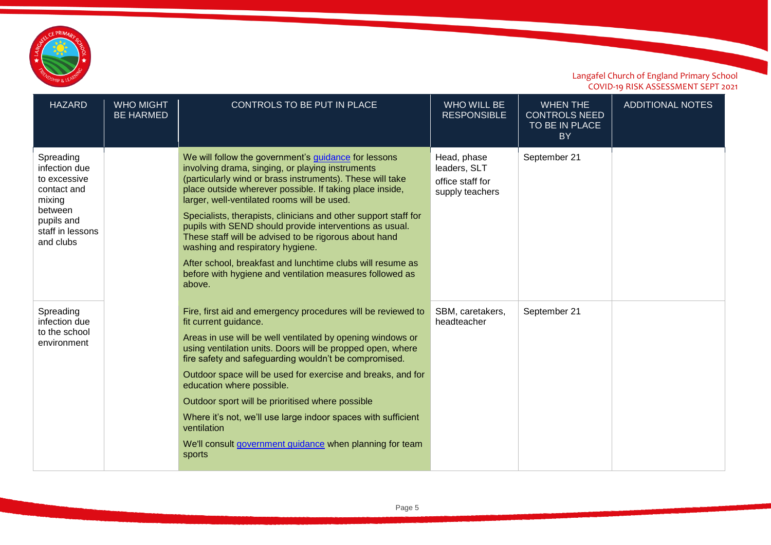| HAZARD | WHO MIGHT BE HARMED | CONTROLS TO BE PUT IN PLACE | WHO WILL BE RESPONSIBLE | WHEN THE CONTROLS NEED TO BE IN PLACE BY | ADDITIONAL NOTES |
|---|---|---|---|---|---|
| Spreading infection due to excessive contact and mixing between pupils and staff in lessons and clubs | | We will follow the government's guidance for lessons involving drama, singing, or playing instruments (particularly wind or brass instruments). These will take place outside wherever possible. If taking place inside, larger, well-ventilated rooms will be used.<br><br>Specialists, therapists, clinicians and other support staff for pupils with SEND should provide interventions as usual. These staff will be advised to be rigorous about hand washing and respiratory hygiene.<br><br>After school, breakfast and lunchtime clubs will resume as before with hygiene and ventilation measures followed as above. | Head, phase leaders, SLT<br><br>office staff for supply teachers | September 21 | |
| Spreading infection due to the school environment | | Fire, first aid and emergency procedures will be reviewed to fit current guidance.<br><br>Areas in use will be well ventilated by opening windows or using ventilation units. Doors will be propped open, where fire safety and safeguarding wouldn't be compromised.<br><br>Outdoor space will be used for exercise and breaks, and for education where possible.<br><br>Outdoor sport will be prioritised where possible<br><br>Where it's not, we'll use large indoor spaces with sufficient ventilation<br><br>We'll consult government guidance when planning for team sports | SBM, caretakers, headteacher | September 21 | |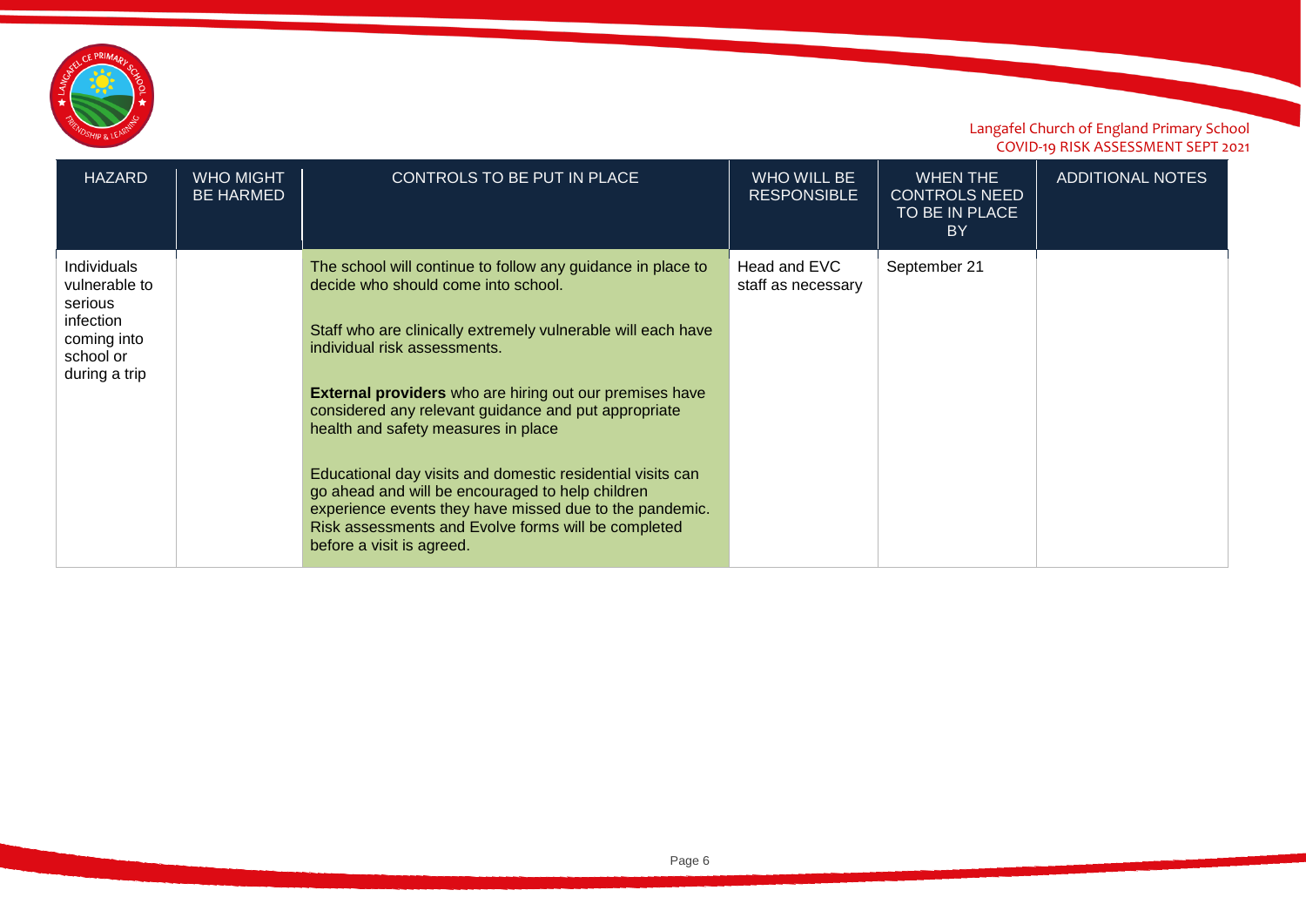| HAZARD | WHO MIGHT BE HARMED | CONTROLS TO BE PUT IN PLACE | WHO WILL BE RESPONSIBLE | WHEN THE CONTROLS NEED TO BE IN PLACE BY | ADDITIONAL NOTES |
| --- | --- | --- | --- | --- | --- |
| Individuals vulnerable to serious infection coming into school or during a trip | | The school will continue to follow any guidance in place to decide who should come into school.<br><br>Staff who are clinically extremely vulnerable will each have individual risk assessments.<br><br>**External providers** who are hiring out our premises have considered any relevant guidance and put appropriate health and safety measures in place<br><br>Educational day visits and domestic residential visits can go ahead and will be encouraged to help children experience events they have missed due to the pandemic. Risk assessments and Evolve forms will be completed before a visit is agreed. | Head and EVC staff as necessary | September 21 | |